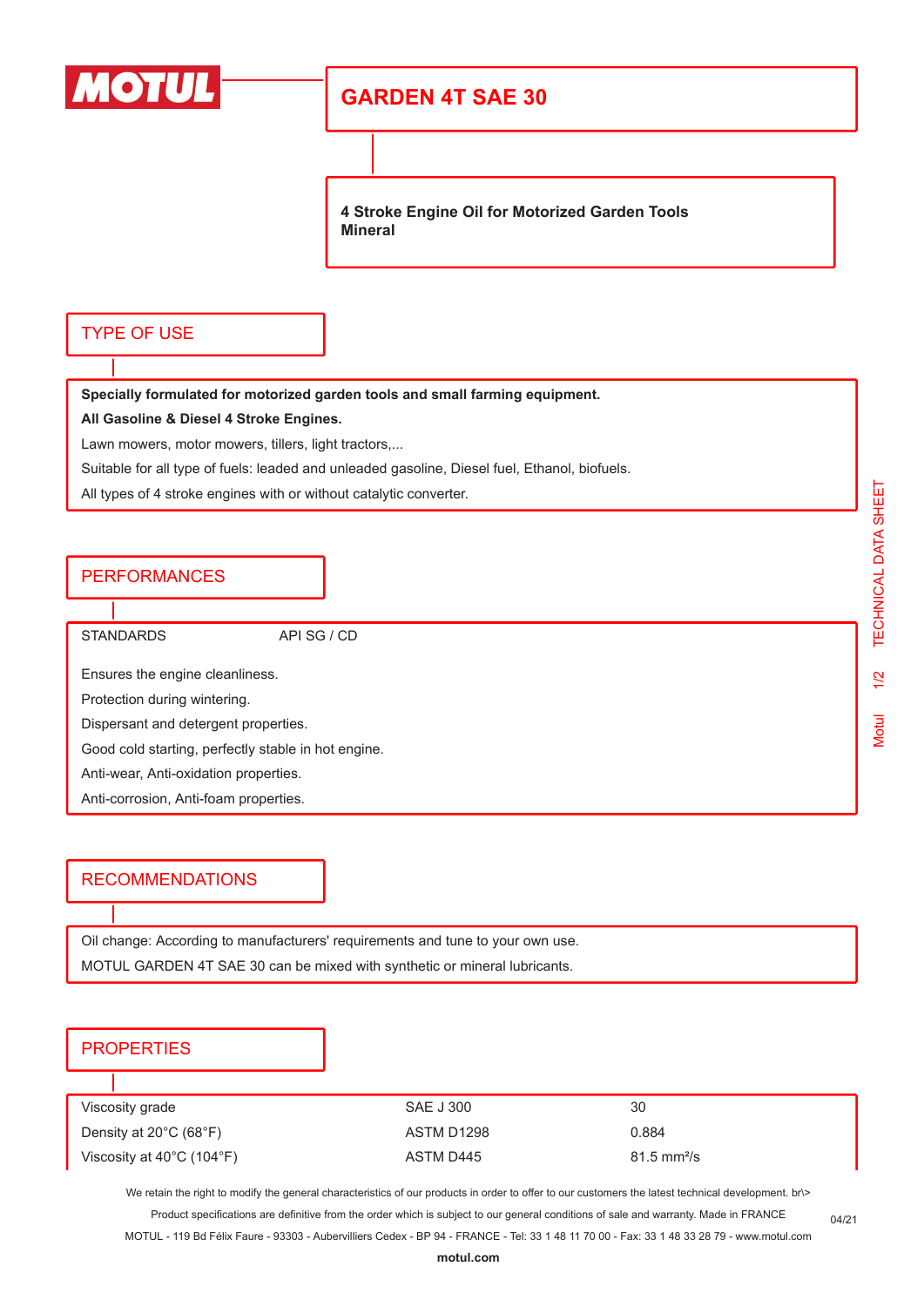# GARDEN 4T SAE 30

**4 Stroke Engine Oil for Motorized Garden Tools**
**Mineral**

## TYPE OF USE

**Specially formulated for motorized garden tools and small farming equipment.**

**All Gasoline & Diesel 4 Stroke Engines.**

Lawn mowers, motor mowers, tillers, light tractors,...

Suitable for all type of fuels: leaded and unleaded gasoline, Diesel fuel, Ethanol, biofuels.

All types of 4 stroke engines with or without catalytic converter.

## PERFORMANCES

STANDARDS API SG / CD

Ensures the engine cleanliness.

Protection during wintering.

Dispersant and detergent properties.

Good cold starting, perfectly stable in hot engine.

Anti-wear, Anti-oxidation properties.

Anti-corrosion, Anti-foam properties.

## RECOMMENDATIONS

Oil change: According to manufacturers' requirements and tune to your own use.

MOTUL GARDEN 4T SAE 30 can be mixed with synthetic or mineral lubricants.

## PROPERTIES

| | | |
|---|---|---|
| Viscosity grade | SAE J 300 | 30 |
| Density at 20°C (68°F) | ASTM D1298 | 0.884 |
| Viscosity at 40°C (104°F) | ASTM D445 | 81.5 mm²/s |

We retain the right to modify the general characteristics of our products in order to offer to our customers the latest technical development. br\>
Product specifications are definitive from the order which is subject to our general conditions of sale and warranty. Made in FRANCE
MOTUL - 119 Bd Félix Faure - 93303 - Aubervilliers Cedex - BP 94 - FRANCE - Tel: 33 1 48 11 70 00 - Fax: 33 1 48 33 28 79 - www.motul.com

04/21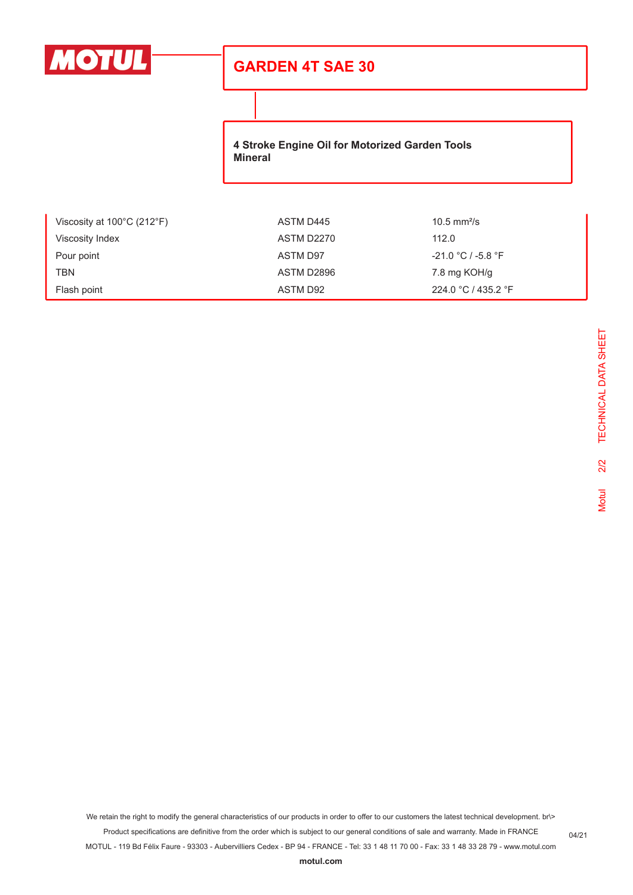# GARDEN 4T SAE 30

**4 Stroke Engine Oil for Motorized Garden Tools**
**Mineral**

| | | |
|---|---|---|
| Viscosity at 100°C (212°F) | ASTM D445 | 10.5 mm²/s |
| Viscosity Index | ASTM D2270 | 112.0 |
| Pour point | ASTM D97 | -21.0 °C / -5.8 °F |
| TBN | ASTM D2896 | 7.8 mg KOH/g |
| Flash point | ASTM D92 | 224.0 °C / 435.2 °F |

We retain the right to modify the general characteristics of our products in order to offer to our customers the latest technical development. br\>
Product specifications are definitive from the order which is subject to our general conditions of sale and warranty. Made in FRANCE
MOTUL - 119 Bd Félix Faure - 93303 - Aubervilliers Cedex - BP 94 - FRANCE - Tel: 33 1 48 11 70 00 - Fax: 33 1 48 33 28 79 - www.motul.com

04/21

**motul.com**